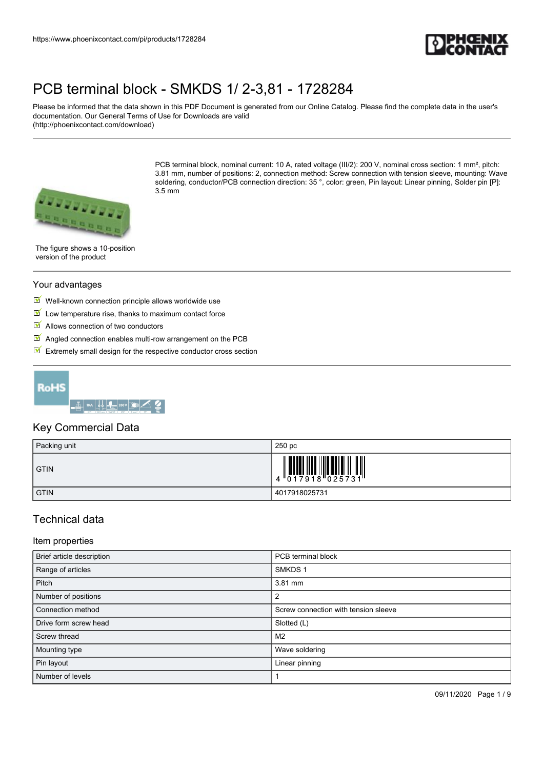# PCB terminal block - SMKDS 1/ 2-3,81 - 1728284

Please be informed that the data shown in this PDF Document is generated from our Online Catalog. Please find the complete data in the user's documentation. Our General Terms of Use for Downloads are valid (http://phoenixcontact.com/download)

PCB terminal block, nominal current: 10 A, rated voltage (III/2): 200 V, nominal cross section: 1 mm², pitch: 3.81 mm, number of positions: 2, connection method: Screw connection with tension sleeve, mounting: Wave soldering, conductor/PCB connection direction: 35 °, color: green, Pin layout: Linear pinning, Solder pin [P]: 3.5 mm

The figure shows a 10-position version of the product

## Your advantages

- Well-known connection principle allows worldwide use
- Low temperature rise, thanks to maximum contact force
- Allows connection of two conductors
- Angled connection enables multi-row arrangement on the PCB
- Extremely small design for the respective conductor cross section

## Key Commercial Data

| Packing unit | 250 pc |
|---|---|
| GTIN | 4 017918 025731 |
| GTIN | 4017918025731 |

## Technical data

### Item properties

| Brief article description | PCB terminal block |
|---|---|
| Range of articles | SMKDS 1 |
| Pitch | 3.81 mm |
| Number of positions | 2 |
| Connection method | Screw connection with tension sleeve |
| Drive form screw head | Slotted (L) |
| Screw thread | M2 |
| Mounting type | Wave soldering |
| Pin layout | Linear pinning |
| Number of levels | 1 |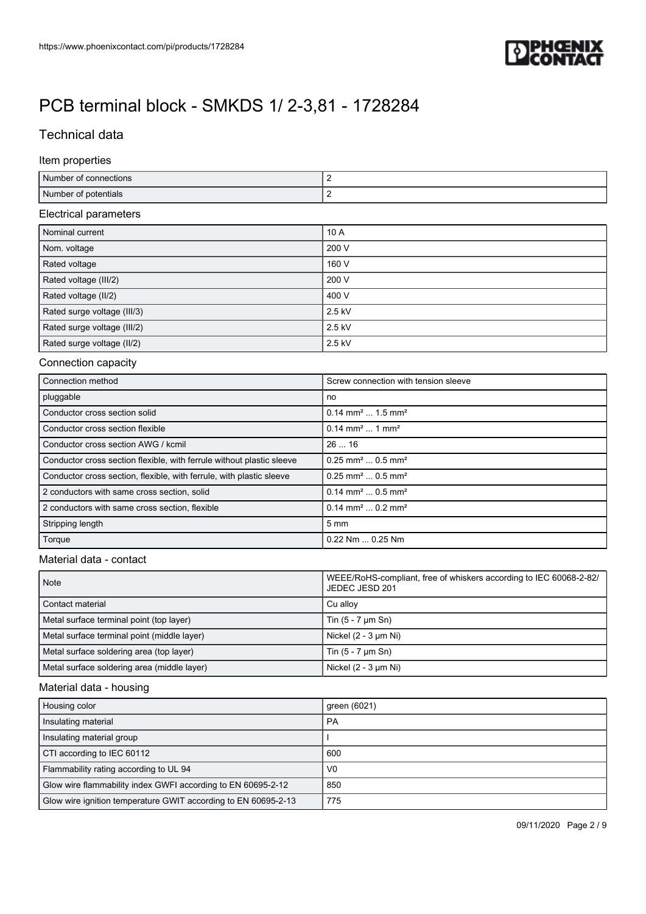# PCB terminal block - SMKDS 1/ 2-3,81 - 1728284

## Technical data

### Item properties

| | |
|---|---|
| Number of connections | 2 |
| Number of potentials | 2 |

### Electrical parameters

| | |
|---|---|
| Nominal current | 10 A |
| Nom. voltage | 200 V |
| Rated voltage | 160 V |
| Rated voltage (III/2) | 200 V |
| Rated voltage (II/2) | 400 V |
| Rated surge voltage (III/3) | 2.5 kV |
| Rated surge voltage (III/2) | 2.5 kV |
| Rated surge voltage (II/2) | 2.5 kV |

### Connection capacity

| | |
|---|---|
| Connection method | Screw connection with tension sleeve |
| pluggable | no |
| Conductor cross section solid | 0.14 mm² ... 1.5 mm² |
| Conductor cross section flexible | 0.14 mm² ... 1 mm² |
| Conductor cross section AWG / kcmil | 26 ... 16 |
| Conductor cross section flexible, with ferrule without plastic sleeve | 0.25 mm² ... 0.5 mm² |
| Conductor cross section, flexible, with ferrule, with plastic sleeve | 0.25 mm² ... 0.5 mm² |
| 2 conductors with same cross section, solid | 0.14 mm² ... 0.5 mm² |
| 2 conductors with same cross section, flexible | 0.14 mm² ... 0.2 mm² |
| Stripping length | 5 mm |
| Torque | 0.22 Nm ... 0.25 Nm |

### Material data - contact

| | |
|---|---|
| Note | WEEE/RoHS-compliant, free of whiskers according to IEC 60068-2-82/ JEDEC JESD 201 |
| Contact material | Cu alloy |
| Metal surface terminal point (top layer) | Tin (5 - 7 µm Sn) |
| Metal surface terminal point (middle layer) | Nickel (2 - 3 µm Ni) |
| Metal surface soldering area (top layer) | Tin (5 - 7 µm Sn) |
| Metal surface soldering area (middle layer) | Nickel (2 - 3 µm Ni) |

### Material data - housing

| | |
|---|---|
| Housing color | green (6021) |
| Insulating material | PA |
| Insulating material group | I |
| CTI according to IEC 60112 | 600 |
| Flammability rating according to UL 94 | V0 |
| Glow wire flammability index GWFI according to EN 60695-2-12 | 850 |
| Glow wire ignition temperature GWIT according to EN 60695-2-13 | 775 |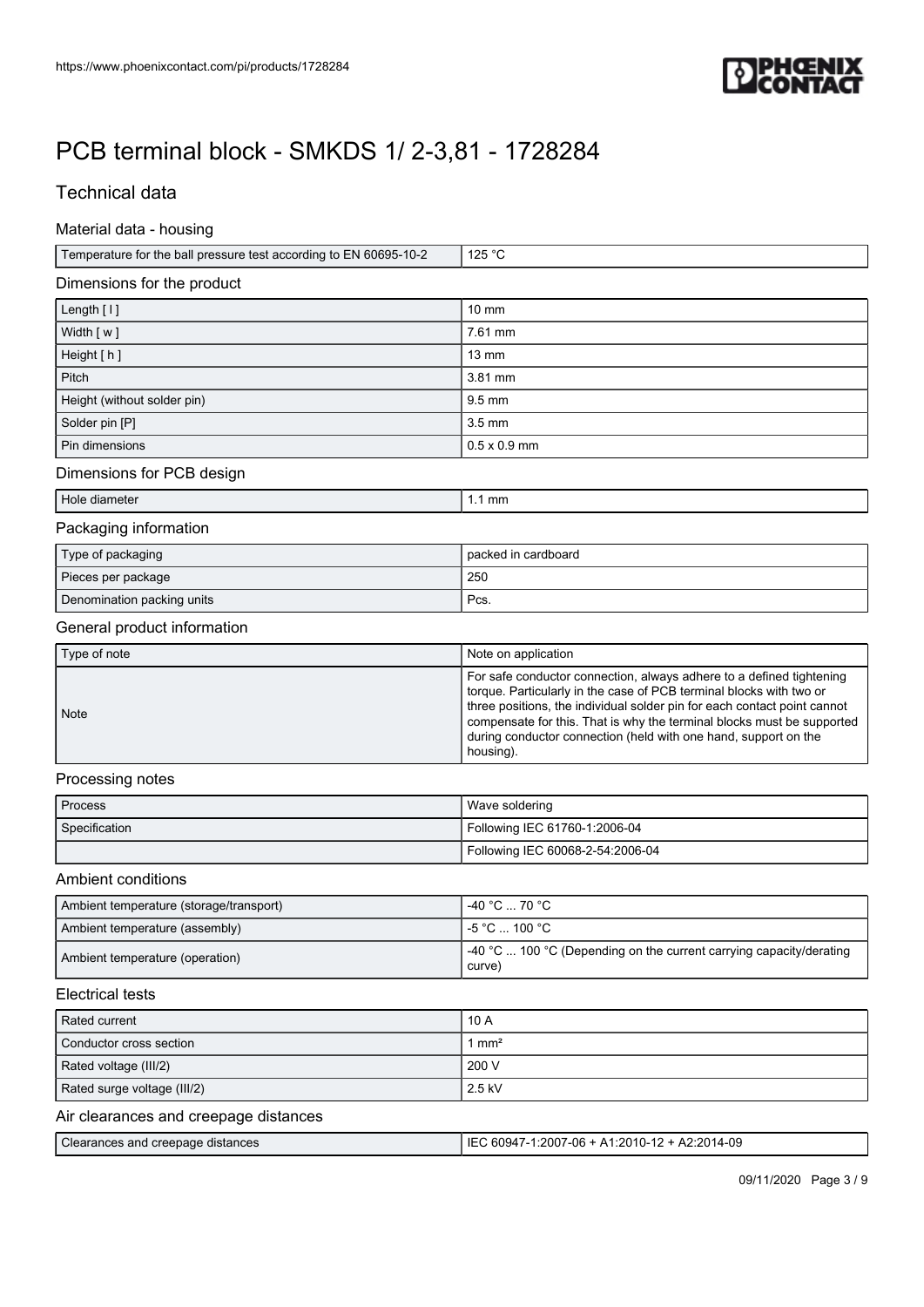# PCB terminal block - SMKDS 1/ 2-3,81 - 1728284

## Technical data

### Material data - housing

| | |
|---|---|
| Temperature for the ball pressure test according to EN 60695-10-2 | 125 °C |

### Dimensions for the product

| | |
|---|---|
| Length [ l ] | 10 mm |
| Width [ w ] | 7.61 mm |
| Height [ h ] | 13 mm |
| Pitch | 3.81 mm |
| Height (without solder pin) | 9.5 mm |
| Solder pin [P] | 3.5 mm |
| Pin dimensions | 0.5 x 0.9 mm |

### Dimensions for PCB design

| | |
|---|---|
| Hole diameter | 1.1 mm |

### Packaging information

| | |
|---|---|
| Type of packaging | packed in cardboard |
| Pieces per package | 250 |
| Denomination packing units | Pcs. |

### General product information

| | |
|---|---|
| Type of note | Note on application |
| Note | For safe conductor connection, always adhere to a defined tightening torque. Particularly in the case of PCB terminal blocks with two or three positions, the individual solder pin for each contact point cannot compensate for this. That is why the terminal blocks must be supported during conductor connection (held with one hand, support on the housing). |

### Processing notes

| | |
|---|---|
| Process | Wave soldering |
| Specification | Following IEC 61760-1:2006-04 |
| | Following IEC 60068-2-54:2006-04 |

### Ambient conditions

| | |
|---|---|
| Ambient temperature (storage/transport) | -40 °C ... 70 °C |
| Ambient temperature (assembly) | -5 °C ... 100 °C |
| Ambient temperature (operation) | -40 °C ... 100 °C (Depending on the current carrying capacity/derating curve) |

### Electrical tests

| | |
|---|---|
| Rated current | 10 A |
| Conductor cross section | 1 mm² |
| Rated voltage (III/2) | 200 V |
| Rated surge voltage (III/2) | 2.5 kV |

### Air clearances and creepage distances

| | |
|---|---|
| Clearances and creepage distances | IEC 60947-1:2007-06 + A1:2010-12 + A2:2014-09 |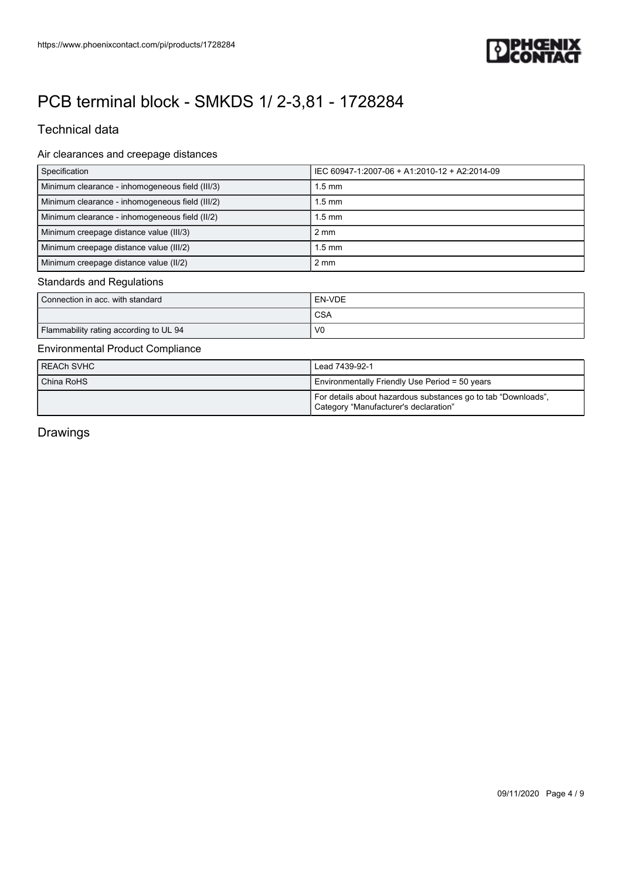# PCB terminal block - SMKDS 1/ 2-3,81 - 1728284

## Technical data

### Air clearances and creepage distances

| Specification | IEC 60947-1:2007-06 + A1:2010-12 + A2:2014-09 |
|---|---|
| Minimum clearance - inhomogeneous field (III/3) | 1.5 mm |
| Minimum clearance - inhomogeneous field (III/2) | 1.5 mm |
| Minimum clearance - inhomogeneous field (II/2) | 1.5 mm |
| Minimum creepage distance value (III/3) | 2 mm |
| Minimum creepage distance value (III/2) | 1.5 mm |
| Minimum creepage distance value (II/2) | 2 mm |

### Standards and Regulations

| Connection in acc. with standard | EN-VDE |
|---|---|
| | CSA |
| Flammability rating according to UL 94 | V0 |

### Environmental Product Compliance

| REACh SVHC | Lead 7439-92-1 |
|---|---|
| China RoHS | Environmentally Friendly Use Period = 50 years |
| | For details about hazardous substances go to tab “Downloads”, Category “Manufacturer's declaration” |

## Drawings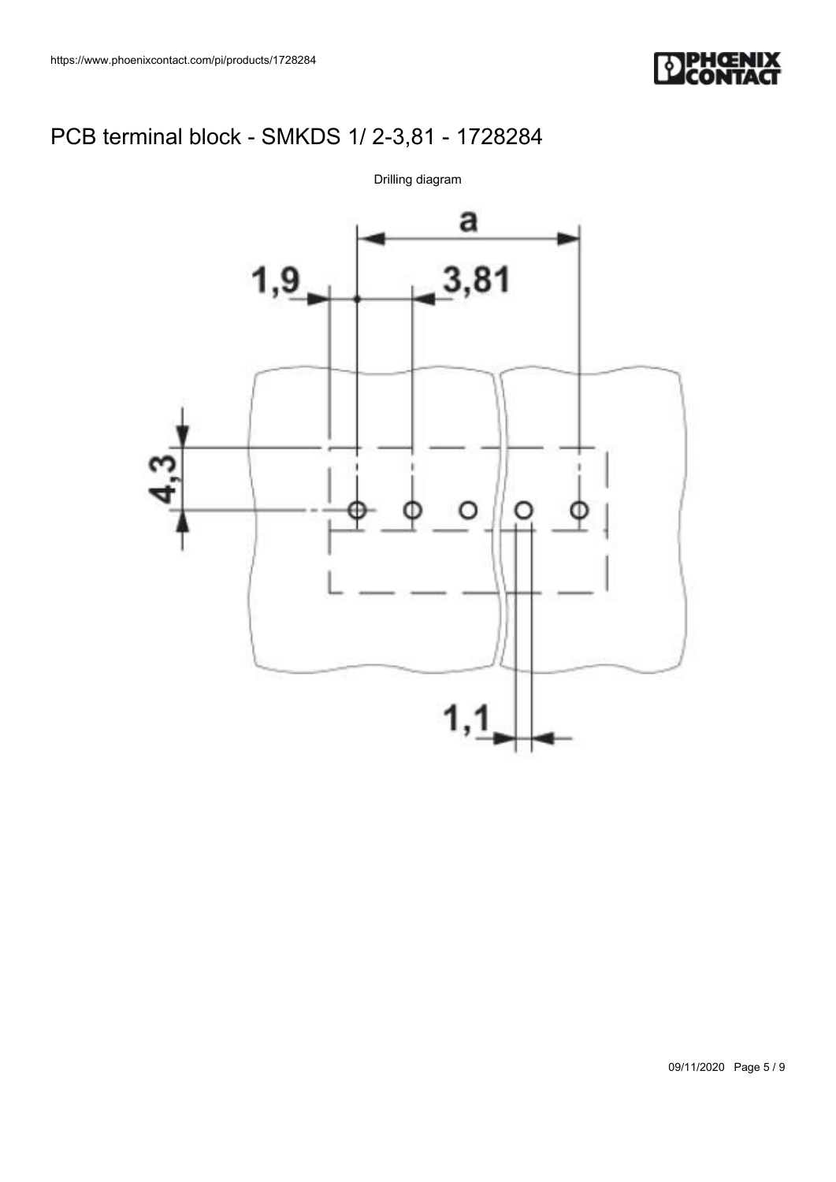# PCB terminal block - SMKDS 1/ 2-3,81 - 1728284

Drilling diagram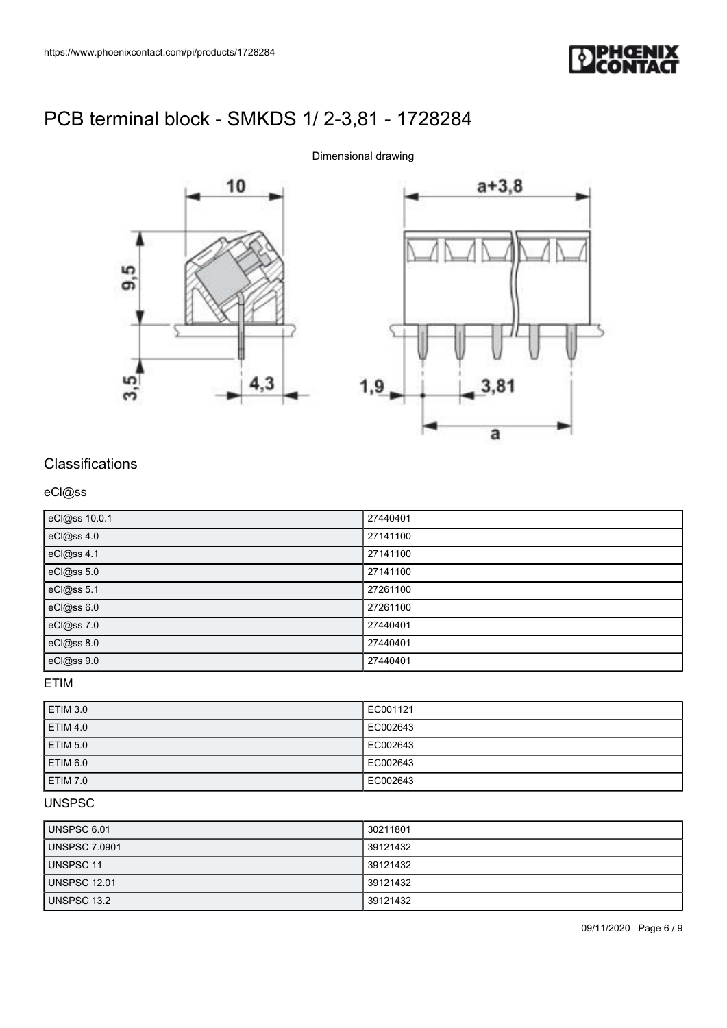# PCB terminal block - SMKDS 1/ 2-3,81 - 1728284

Dimensional drawing

## Classifications

### eCl@ss

| eCl@ss 10.0.1 | 27440401 |
|---|---|
| eCl@ss 4.0 | 27141100 |
| eCl@ss 4.1 | 27141100 |
| eCl@ss 5.0 | 27141100 |
| eCl@ss 5.1 | 27261100 |
| eCl@ss 6.0 | 27261100 |
| eCl@ss 7.0 | 27440401 |
| eCl@ss 8.0 | 27440401 |
| eCl@ss 9.0 | 27440401 |

### ETIM

| ETIM 3.0 | EC001121 |
|---|---|
| ETIM 4.0 | EC002643 |
| ETIM 5.0 | EC002643 |
| ETIM 6.0 | EC002643 |
| ETIM 7.0 | EC002643 |

### UNSPSC

| UNSPSC 6.01 | 30211801 |
|---|---|
| UNSPSC 7.0901 | 39121432 |
| UNSPSC 11 | 39121432 |
| UNSPSC 12.01 | 39121432 |
| UNSPSC 13.2 | 39121432 |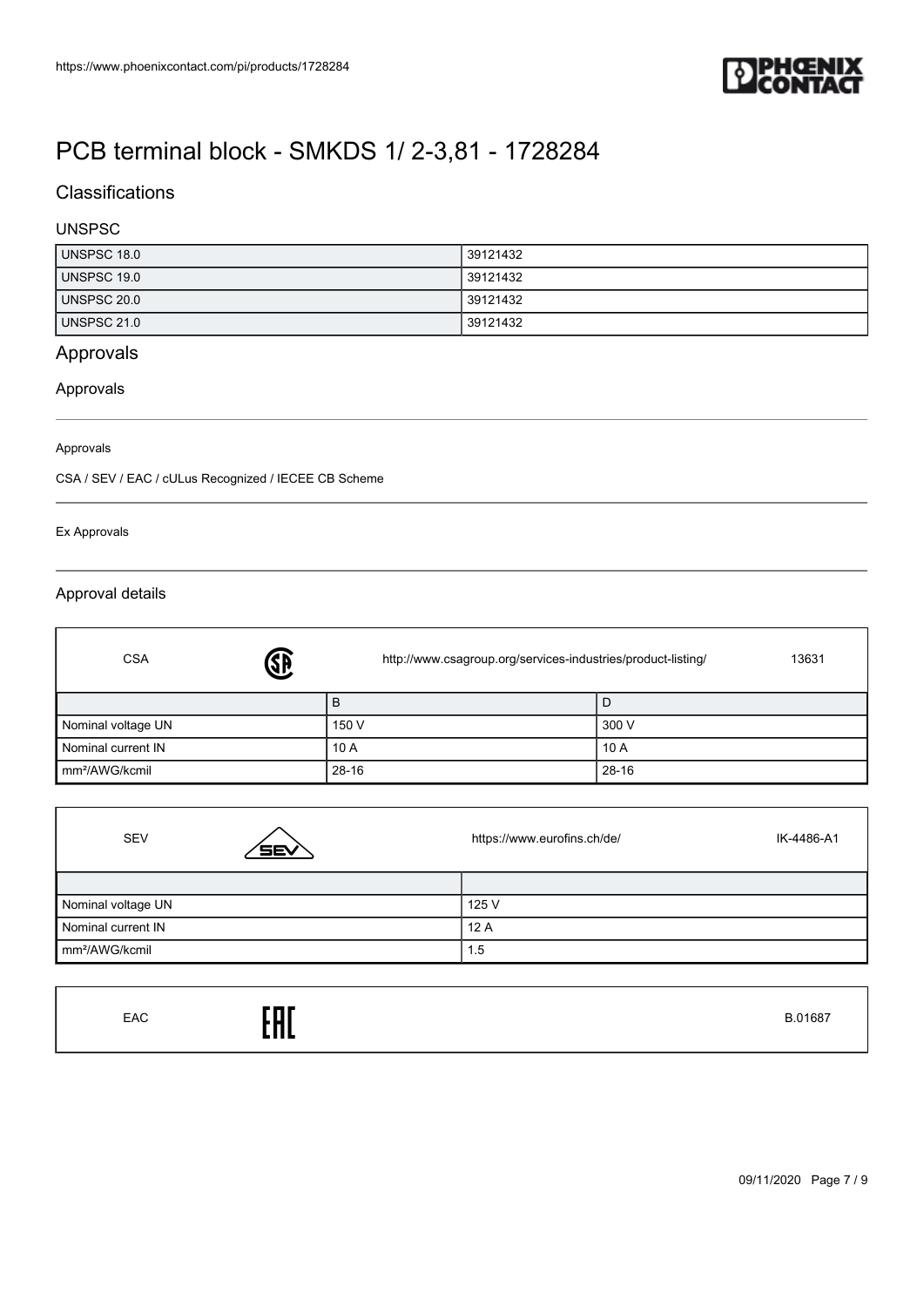# PCB terminal block - SMKDS 1/ 2-3,81 - 1728284

## Classifications

### UNSPSC

| | |
|---|---|
| UNSPSC 18.0 | 39121432 |
| UNSPSC 19.0 | 39121432 |
| UNSPSC 20.0 | 39121432 |
| UNSPSC 21.0 | 39121432 |

## Approvals

### Approvals

Approvals

CSA / SEV / EAC / cULus Recognized / IECEE CB Scheme

Ex Approvals

### Approval details

| CSA | http://www.csagroup.org/services-industries/product-listing/ | 13631 |
|---|---|---|
| | B | D |
| Nominal voltage UN | 150 V | 300 V |
| Nominal current IN | 10 A | 10 A |
| mm²/AWG/kcmil | 28-16 | 28-16 |

| SEV | https://www.eurofins.ch/de/ | IK-4486-A1 |
|---|---|---|
| | | |
| Nominal voltage UN | 125 V | |
| Nominal current IN | 12 A | |
| mm²/AWG/kcmil | 1.5 | |

| EAC | B.01687 |
|---|---|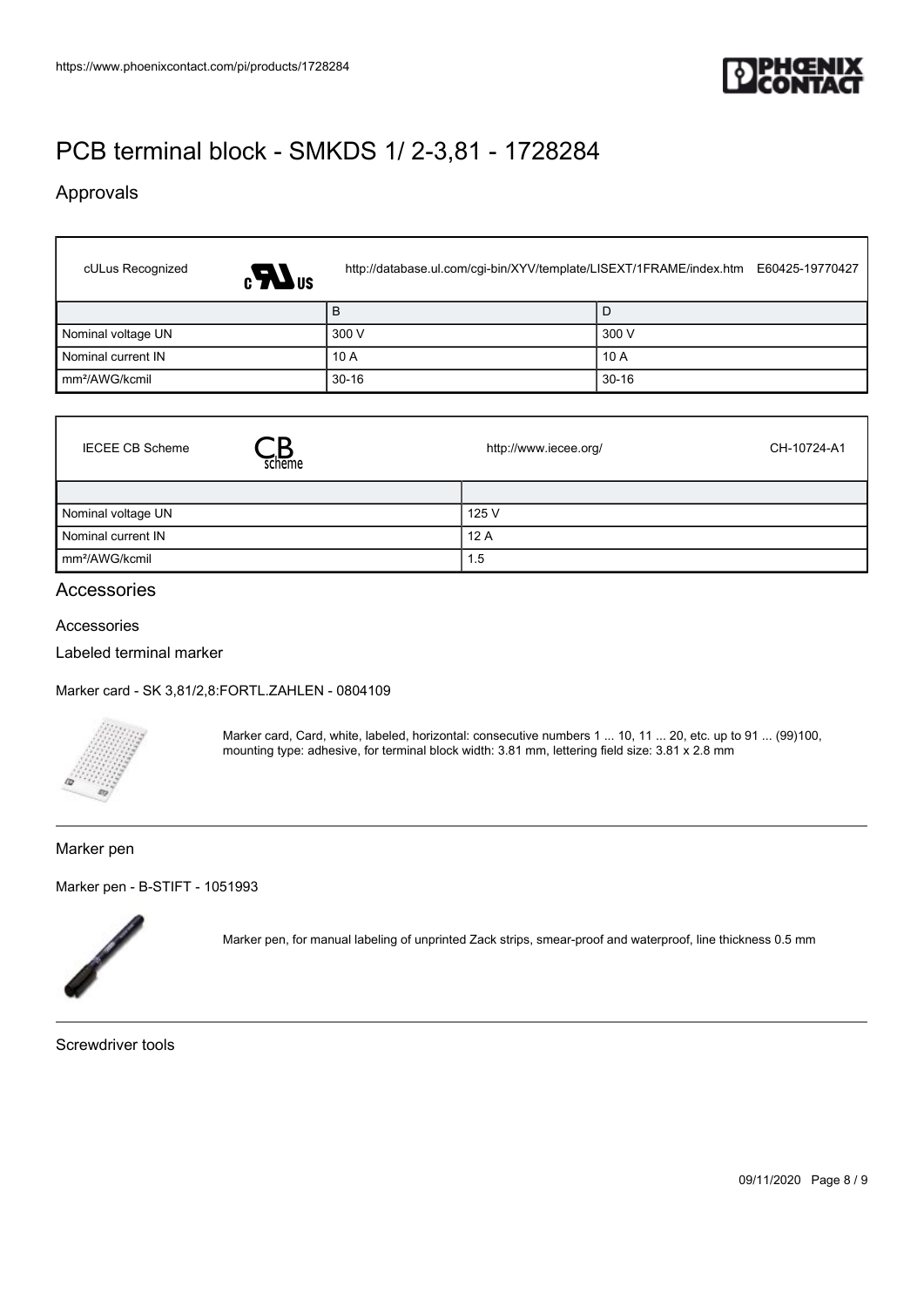# PCB terminal block - SMKDS 1/ 2-3,81 - 1728284

## Approvals

| cULus Recognized | http://database.ul.com/cgi-bin/XYV/template/LISEXT/1FRAME/index.htm | E60425-19770427 |
| --- | --- | --- |
| | B | D |
| Nominal voltage UN | 300 V | 300 V |
| Nominal current IN | 10 A | 10 A |
| mm²/AWG/kcmil | 30-16 | 30-16 |

| IECEE CB Scheme | http://www.iecee.org/ CH-10724-A1 |
| --- | --- |
| | |
| Nominal voltage UN | 125 V |
| Nominal current IN | 12 A |
| mm²/AWG/kcmil | 1.5 |

## Accessories

Accessories

Labeled terminal marker

Marker card - SK 3,81/2,8:FORTL.ZAHLEN - 0804109

Marker card, Card, white, labeled, horizontal: consecutive numbers 1 ... 10, 11 ... 20, etc. up to 91 ... (99)100, mounting type: adhesive, for terminal block width: 3.81 mm, lettering field size: 3.81 x 2.8 mm

Marker pen

Marker pen - B-STIFT - 1051993

Marker pen, for manual labeling of unprinted Zack strips, smear-proof and waterproof, line thickness 0.5 mm

Screwdriver tools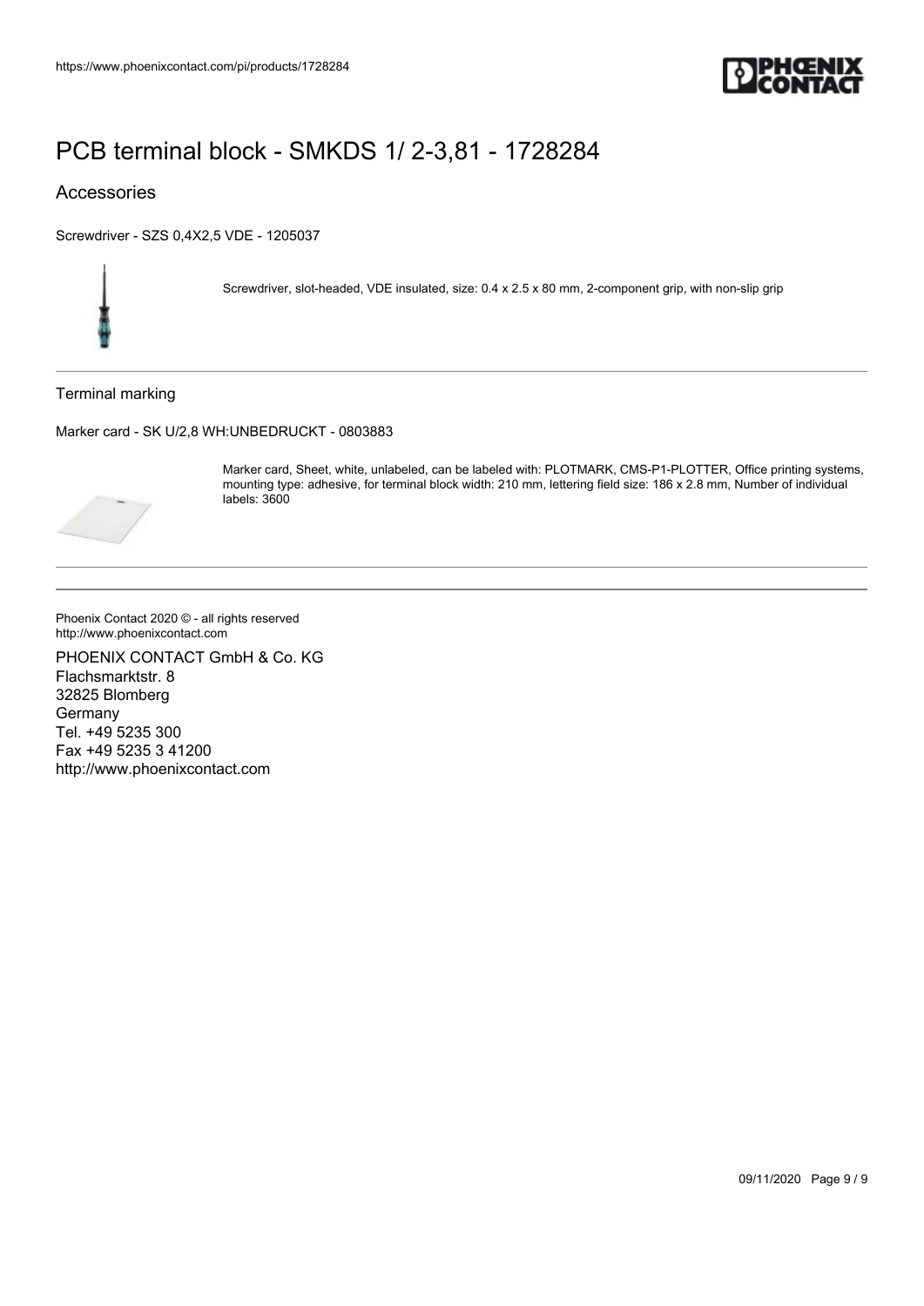# PCB terminal block - SMKDS 1/ 2-3,81 - 1728284

## Accessories

Screwdriver - SZS 0,4X2,5 VDE - 1205037

Screwdriver, slot-headed, VDE insulated, size: 0.4 x 2.5 x 80 mm, 2-component grip, with non-slip grip

### Terminal marking

Marker card - SK U/2,8 WH:UNBEDRUCKT - 0803883

Marker card, Sheet, white, unlabeled, can be labeled with: PLOTMARK, CMS-P1-PLOTTER, Office printing systems, mounting type: adhesive, for terminal block width: 210 mm, lettering field size: 186 x 2.8 mm, Number of individual labels: 3600

Phoenix Contact 2020 © - all rights reserved
http://www.phoenixcontact.com

PHOENIX CONTACT GmbH & Co. KG
Flachsmarktstr. 8
32825 Blomberg
Germany
Tel. +49 5235 300
Fax +49 5235 3 41200
http://www.phoenixcontact.com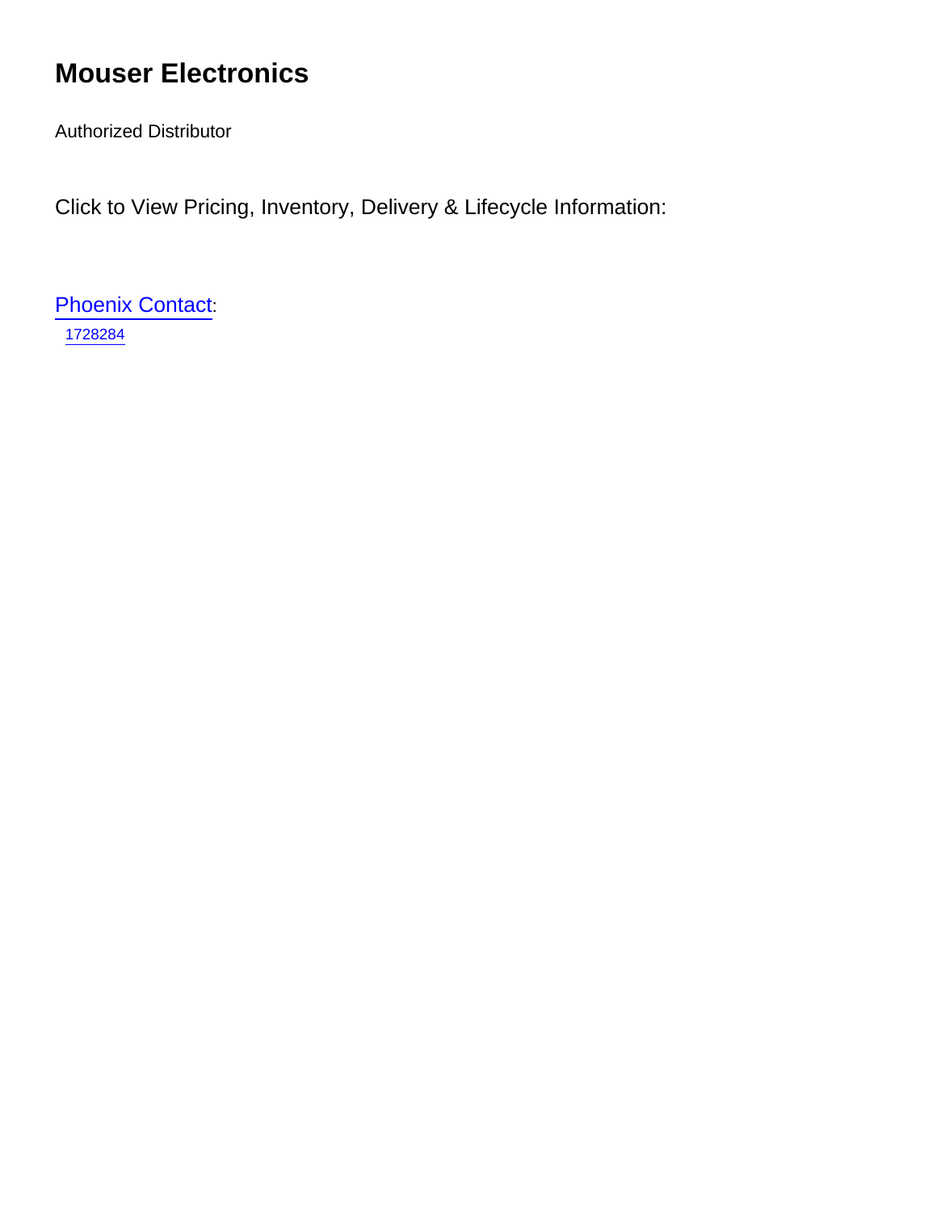# Mouser Electronics

Authorized Distributor

Click to View Pricing, Inventory, Delivery & Lifecycle Information:

Phoenix Contact:

1728284